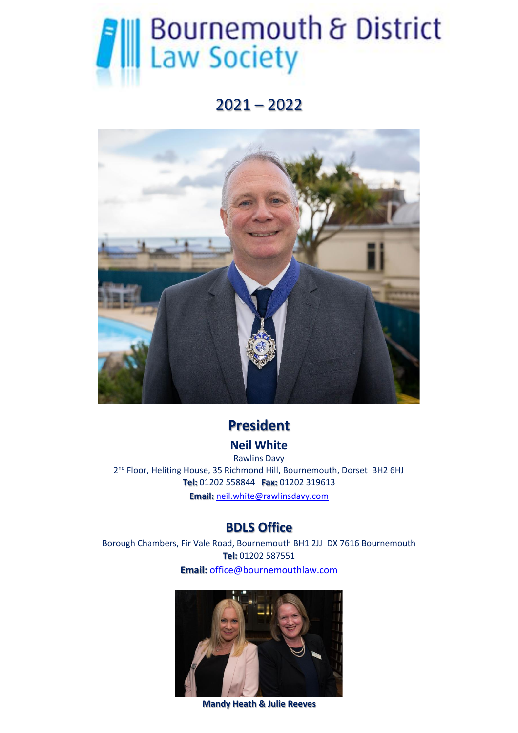# Bournemouth & District Law Society

## 2021 – 2022

## President

### Neil White

Rawlins Davy

2nd Floor, Heliting House, 35 Richmond Hill, Bournemouth, Dorset BH2 6HJ

**Tel:** 01202 558844 **Fax:** 01202 319613

**Email:** neil.white@rawlinsdavy.com

## BDLS Office

Borough Chambers, Fir Vale Road, Bournemouth BH1 2JJ DX 7616 Bournemouth

**Tel:** 01202 587551

**Email:** office@bournemouthlaw.com

**Mandy Heath & Julie Reeves**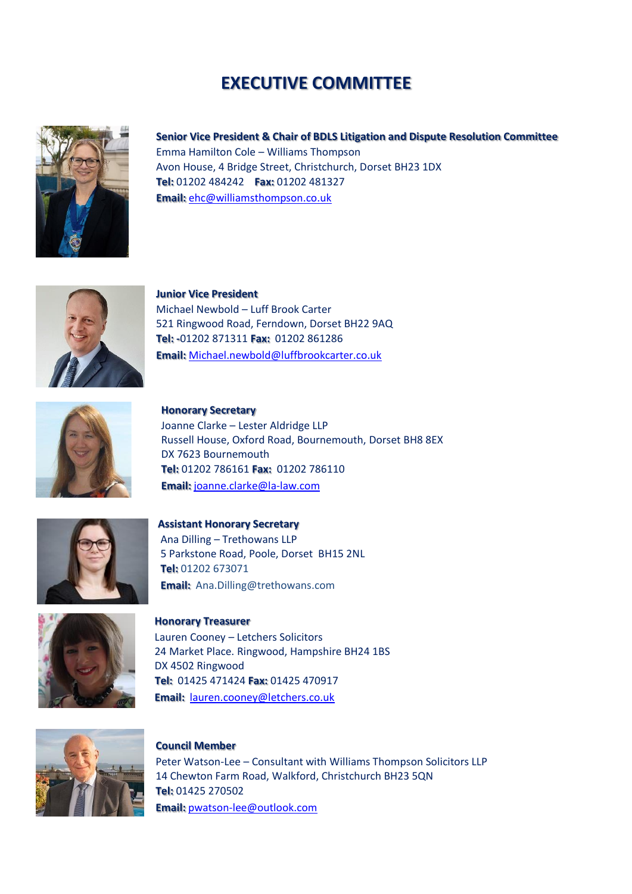# EXECUTIVE COMMITTEE

**Senior Vice President & Chair of BDLS Litigation and Dispute Resolution Committee**
Emma Hamilton Cole – Williams Thompson
Avon House, 4 Bridge Street, Christchurch, Dorset BH23 1DX
**Tel:** 01202 484242 **Fax:** 01202 481327
**Email:** ehc@williamsthompson.co.uk

**Junior Vice President**
Michael Newbold – Luff Brook Carter
521 Ringwood Road, Ferndown, Dorset BH22 9AQ
**Tel: -**01202 871311 **Fax:** 01202 861286
**Email:** Michael.newbold@luffbrookcarter.co.uk

**Honorary Secretary**
Joanne Clarke – Lester Aldridge LLP
Russell House, Oxford Road, Bournemouth, Dorset BH8 8EX
DX 7623 Bournemouth
**Tel:** 01202 786161 **Fax:** 01202 786110
**Email:** joanne.clarke@la-law.com

**Assistant Honorary Secretary**
Ana Dilling – Trethowans LLP
5 Parkstone Road, Poole, Dorset BH15 2NL
**Tel:** 01202 673071
**Email:** Ana.Dilling@trethowans.com

**Honorary Treasurer**
Lauren Cooney – Letchers Solicitors
24 Market Place. Ringwood, Hampshire BH24 1BS
DX 4502 Ringwood
**Tel:** 01425 471424 **Fax:** 01425 470917
**Email:** lauren.cooney@letchers.co.uk

**Council Member**
Peter Watson-Lee – Consultant with Williams Thompson Solicitors LLP
14 Chewton Farm Road, Walkford, Christchurch BH23 5QN
**Tel:** 01425 270502
**Email:** pwatson-lee@outlook.com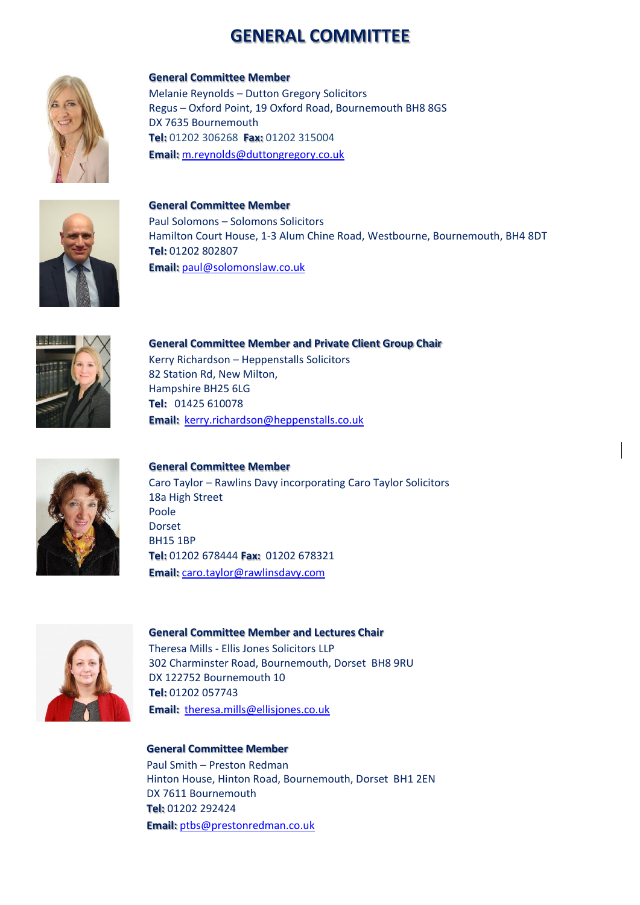# GENERAL COMMITTEE

**General Committee Member**
Melanie Reynolds – Dutton Gregory Solicitors
Regus – Oxford Point, 19 Oxford Road, Bournemouth BH8 8GS
DX 7635 Bournemouth
**Tel:** 01202 306268 **Fax:** 01202 315004
**Email:** m.reynolds@duttongregory.co.uk

**General Committee Member**
Paul Solomons – Solomons Solicitors
Hamilton Court House, 1-3 Alum Chine Road, Westbourne, Bournemouth, BH4 8DT
**Tel:** 01202 802807
**Email:** paul@solomonslaw.co.uk

**General Committee Member and Private Client Group Chair**
Kerry Richardson – Heppenstalls Solicitors
82 Station Rd, New Milton,
Hampshire BH25 6LG
**Tel:** 01425 610078
**Email:** kerry.richardson@heppenstalls.co.uk

**General Committee Member**
Caro Taylor – Rawlins Davy incorporating Caro Taylor Solicitors
18a High Street
Poole
Dorset
BH15 1BP
**Tel:** 01202 678444 **Fax:** 01202 678321
**Email:** caro.taylor@rawlinsdavy.com

**General Committee Member and Lectures Chair**
Theresa Mills - Ellis Jones Solicitors LLP
302 Charminster Road, Bournemouth, Dorset BH8 9RU
DX 122752 Bournemouth 10
**Tel:** 01202 057743
**Email:** theresa.mills@ellisjones.co.uk

**General Committee Member**
Paul Smith – Preston Redman
Hinton House, Hinton Road, Bournemouth, Dorset BH1 2EN
DX 7611 Bournemouth
**Tel:** 01202 292424
**Email:** ptbs@prestonredman.co.uk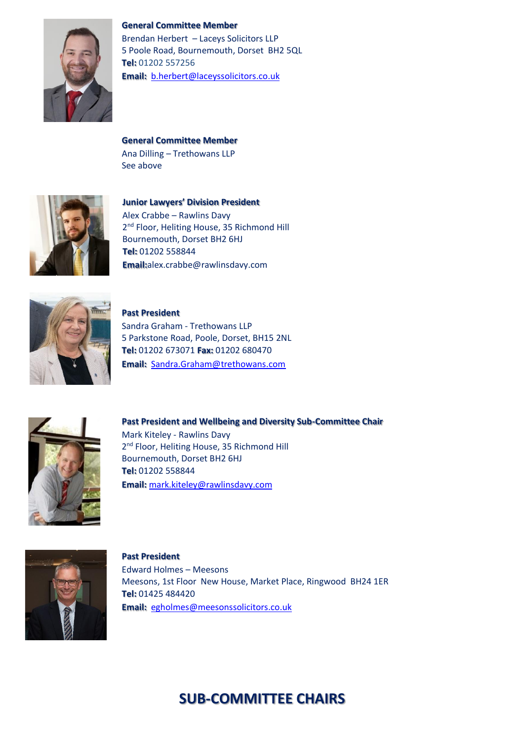**General Committee Member**
Brendan Herbert – Laceys Solicitors LLP
5 Poole Road, Bournemouth, Dorset BH2 5QL
**Tel:** 01202 557256
**Email:** b.herbert@laceyssolicitors.co.uk

**General Committee Member**
Ana Dilling – Trethowans LLP
See above

**Junior Lawyers' Division President**
Alex Crabbe – Rawlins Davy
2nd Floor, Heliting House, 35 Richmond Hill
Bournemouth, Dorset BH2 6HJ
**Tel:** 01202 558844
**Email:**alex.crabbe@rawlinsdavy.com

**Past President**
Sandra Graham - Trethowans LLP
5 Parkstone Road, Poole, Dorset, BH15 2NL
**Tel:** 01202 673071 **Fax:** 01202 680470
**Email:** Sandra.Graham@trethowans.com

**Past President and Wellbeing and Diversity Sub-Committee Chair**
Mark Kiteley - Rawlins Davy
2nd Floor, Heliting House, 35 Richmond Hill
Bournemouth, Dorset BH2 6HJ
**Tel:** 01202 558844
**Email:** mark.kiteley@rawlinsdavy.com

**Past President**
Edward Holmes – Meesons
Meesons, 1st Floor New House, Market Place, Ringwood BH24 1ER
**Tel:** 01425 484420
**Email:** egholmes@meesonssolicitors.co.uk

## SUB-COMMITTEE CHAIRS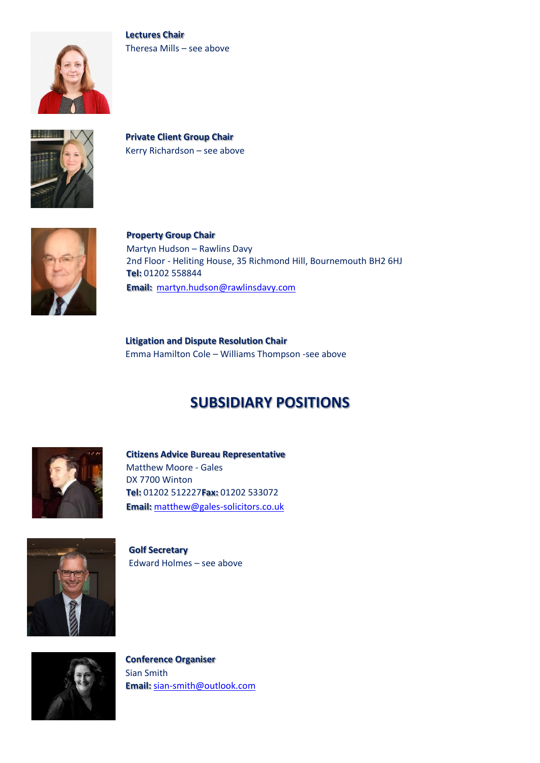**Lectures Chair**
Theresa Mills – see above

**Private Client Group Chair**
Kerry Richardson – see above

**Property Group Chair**
Martyn Hudson – Rawlins Davy
2nd Floor - Heliting House, 35 Richmond Hill, Bournemouth BH2 6HJ
**Tel:** 01202 558844
**Email:** martyn.hudson@rawlinsdavy.com

**Litigation and Dispute Resolution Chair**
Emma Hamilton Cole – Williams Thompson -see above

# SUBSIDIARY POSITIONS

**Citizens Advice Bureau Representative**
Matthew Moore - Gales
DX 7700 Winton
**Tel:** 01202 512227**Fax:** 01202 533072
**Email:** matthew@gales-solicitors.co.uk

**Golf Secretary**
Edward Holmes – see above

**Conference Organiser**
Sian Smith
**Email:** sian-smith@outlook.com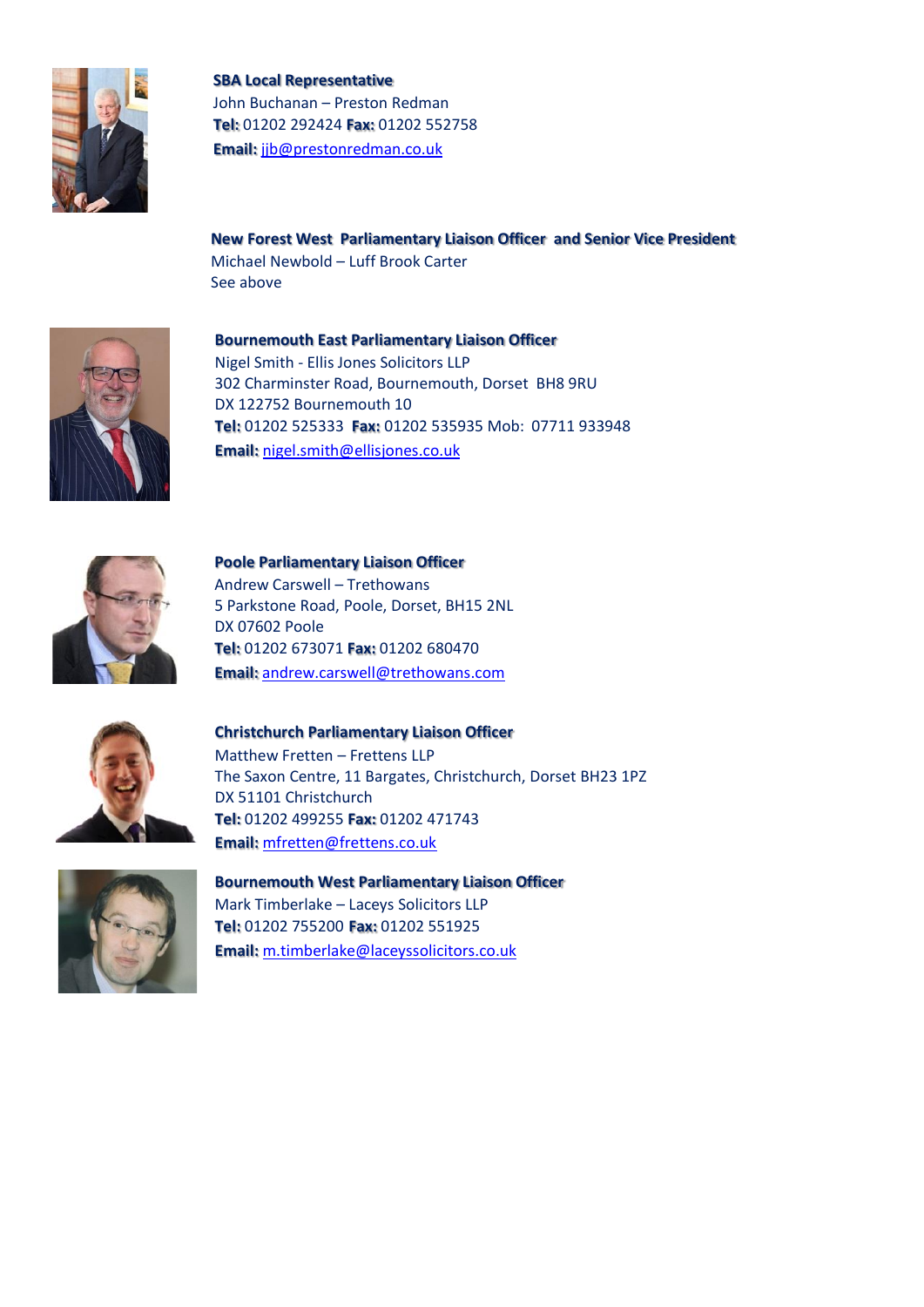**SBA Local Representative**
John Buchanan – Preston Redman
**Tel:** 01202 292424 **Fax:** 01202 552758
**Email:** jjb@prestonredman.co.uk

**New Forest West Parliamentary Liaison Officer and Senior Vice President**
Michael Newbold – Luff Brook Carter
See above

**Bournemouth East Parliamentary Liaison Officer**
Nigel Smith - Ellis Jones Solicitors LLP
302 Charminster Road, Bournemouth, Dorset BH8 9RU
DX 122752 Bournemouth 10
**Tel:** 01202 525333 **Fax:** 01202 535935 Mob: 07711 933948
**Email:** nigel.smith@ellisjones.co.uk

**Poole Parliamentary Liaison Officer**
Andrew Carswell – Trethowans
5 Parkstone Road, Poole, Dorset, BH15 2NL
DX 07602 Poole
**Tel:** 01202 673071 **Fax:** 01202 680470
**Email:** andrew.carswell@trethowans.com

**Christchurch Parliamentary Liaison Officer**
Matthew Fretten – Frettens LLP
The Saxon Centre, 11 Bargates, Christchurch, Dorset BH23 1PZ
DX 51101 Christchurch
**Tel:** 01202 499255 **Fax:** 01202 471743
**Email:** mfretten@frettens.co.uk

**Bournemouth West Parliamentary Liaison Officer**
Mark Timberlake – Laceys Solicitors LLP
**Tel:** 01202 755200 **Fax:** 01202 551925
**Email:** m.timberlake@laceyssolicitors.co.uk